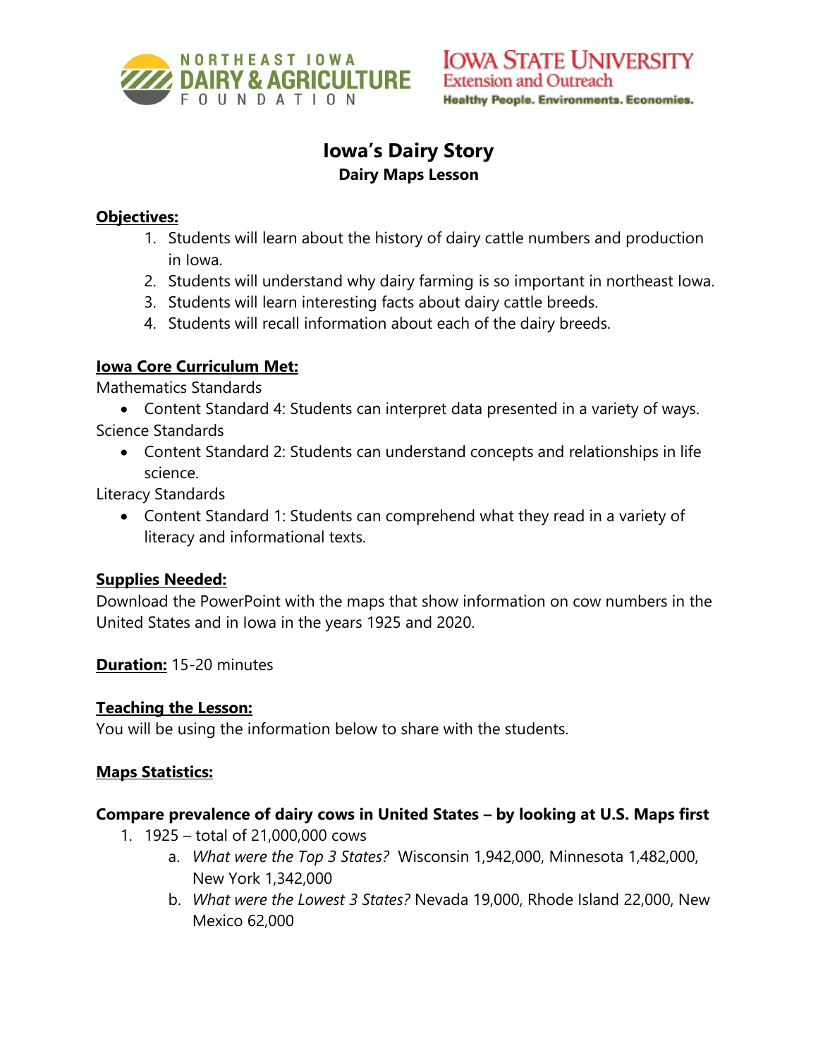# Iowa's Dairy Story

## Dairy Maps Lesson

**Objectives:**

1. Students will learn about the history of dairy cattle numbers and production in Iowa.
2. Students will understand why dairy farming is so important in northeast Iowa.
3. Students will learn interesting facts about dairy cattle breeds.
4. Students will recall information about each of the dairy breeds.

**Iowa Core Curriculum Met:**

Mathematics Standards

- Content Standard 4: Students can interpret data presented in a variety of ways.

Science Standards

- Content Standard 2: Students can understand concepts and relationships in life science.

Literacy Standards

- Content Standard 1: Students can comprehend what they read in a variety of literacy and informational texts.

**Supplies Needed:**

Download the PowerPoint with the maps that show information on cow numbers in the United States and in Iowa in the years 1925 and 2020.

**Duration:** 15-20 minutes

**Teaching the Lesson:**

You will be using the information below to share with the students.

**Maps Statistics:**

**Compare prevalence of dairy cows in United States – by looking at U.S. Maps first**

1. 1925 – total of 21,000,000 cows
   a. *What were the Top 3 States?* Wisconsin 1,942,000, Minnesota 1,482,000, New York 1,342,000
   b. *What were the Lowest 3 States?* Nevada 19,000, Rhode Island 22,000, New Mexico 62,000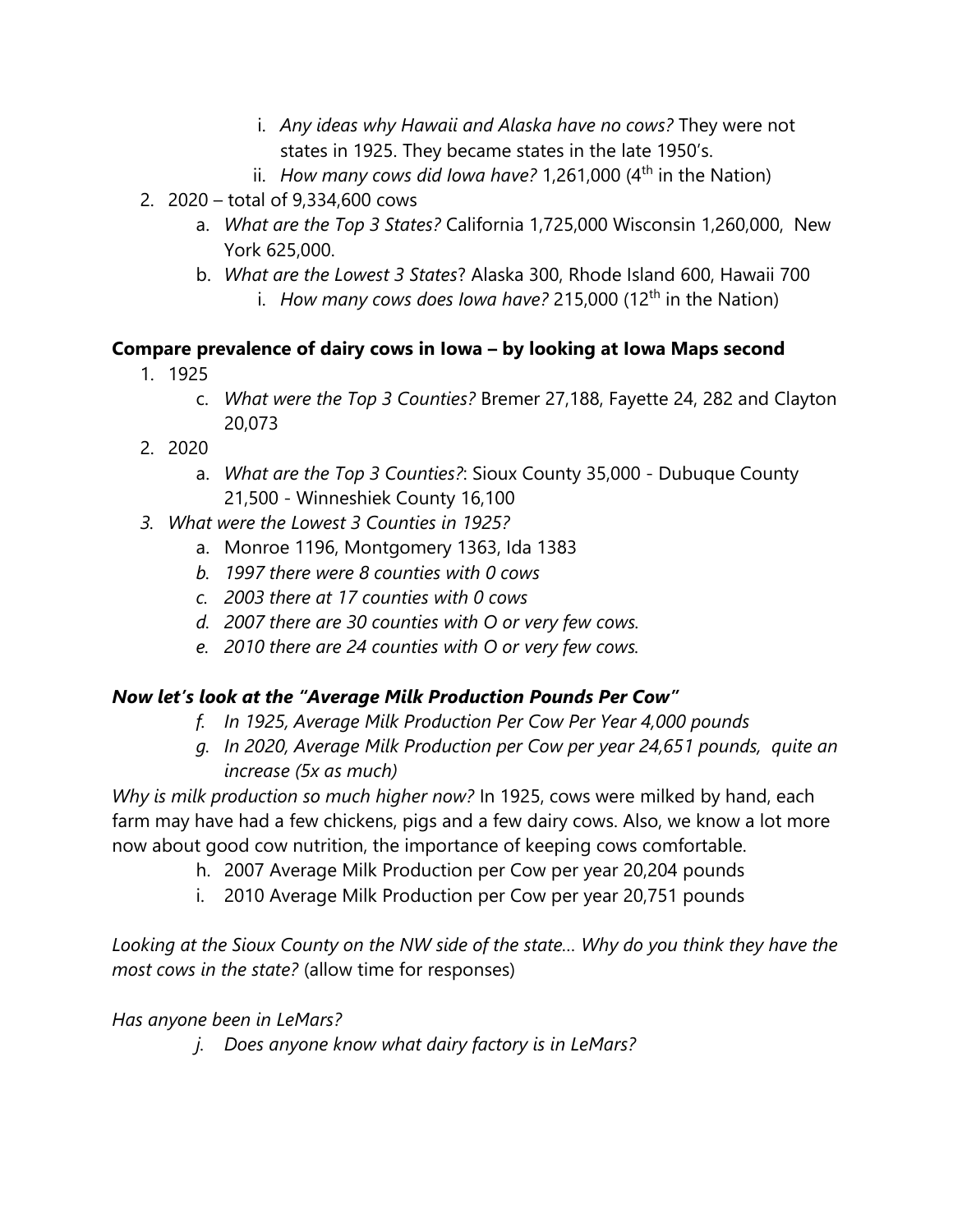- i. *Any ideas why Hawaii and Alaska have no cows?* They were not states in 1925. They became states in the late 1950's.
   - ii. *How many cows did Iowa have?* 1,261,000 (4th in the Nation)
2. 2020 – total of 9,334,600 cows
   - a. *What are the Top 3 States?* California 1,725,000 Wisconsin 1,260,000, New York 625,000.
   - b. *What are the Lowest 3 States*? Alaska 300, Rhode Island 600, Hawaii 700
     - i. *How many cows does Iowa have?* 215,000 (12th in the Nation)

**Compare prevalence of dairy cows in Iowa – by looking at Iowa Maps second**

1. 1925
   - c. *What were the Top 3 Counties?* Bremer 27,188, Fayette 24, 282 and Clayton 20,073
2. 2020
   - a. *What are the Top 3 Counties?*: Sioux County 35,000 - Dubuque County 21,500 - Winneshiek County 16,100
3. *What were the Lowest 3 Counties in 1925?*
   - a. Monroe 1196, Montgomery 1363, Ida 1383
   - b. *1997 there were 8 counties with 0 cows*
   - c. *2003 there at 17 counties with 0 cows*
   - d. *2007 there are 30 counties with O or very few cows.*
   - e. *2010 there are 24 counties with O or very few cows.*

***Now let's look at the "Average Milk Production Pounds Per Cow"***

- f. *In 1925, Average Milk Production Per Cow Per Year 4,000 pounds*
- g. *In 2020, Average Milk Production per Cow per year 24,651 pounds, quite an increase (5x as much)*

*Why is milk production so much higher now?* In 1925, cows were milked by hand, each farm may have had a few chickens, pigs and a few dairy cows. Also, we know a lot more now about good cow nutrition, the importance of keeping cows comfortable.

- h. 2007 Average Milk Production per Cow per year 20,204 pounds
- i. 2010 Average Milk Production per Cow per year 20,751 pounds

*Looking at the Sioux County on the NW side of the state… Why do you think they have the most cows in the state?* (allow time for responses)

*Has anyone been in LeMars?*

- j. *Does anyone know what dairy factory is in LeMars?*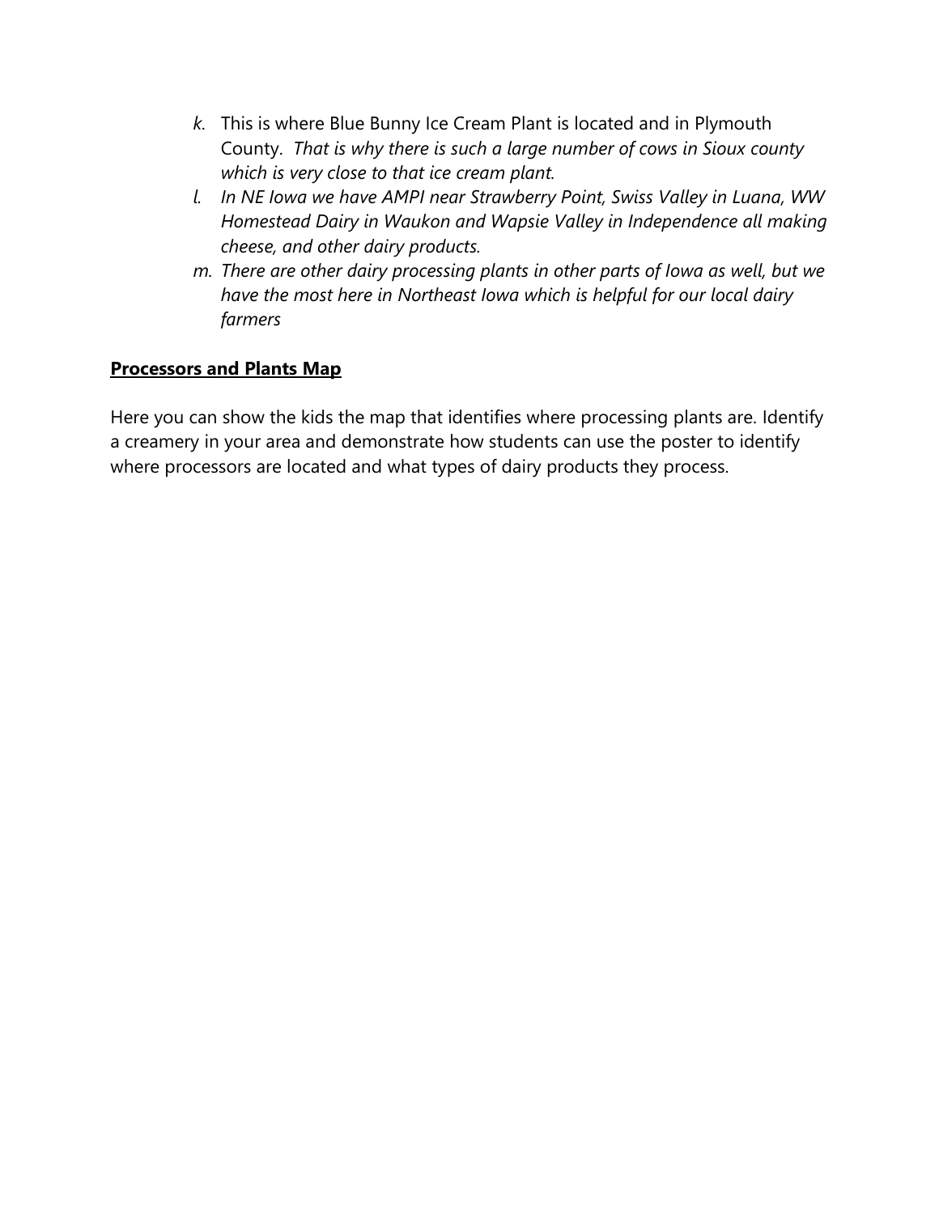*k.* This is where Blue Bunny Ice Cream Plant is located and in Plymouth County. *That is why there is such a large number of cows in Sioux county which is very close to that ice cream plant.*

*l. In NE Iowa we have AMPI near Strawberry Point, Swiss Valley in Luana, WW Homestead Dairy in Waukon and Wapsie Valley in Independence all making cheese, and other dairy products.*

*m. There are other dairy processing plants in other parts of Iowa as well, but we have the most here in Northeast Iowa which is helpful for our local dairy farmers*

**Processors and Plants Map**

Here you can show the kids the map that identifies where processing plants are. Identify a creamery in your area and demonstrate how students can use the poster to identify where processors are located and what types of dairy products they process.